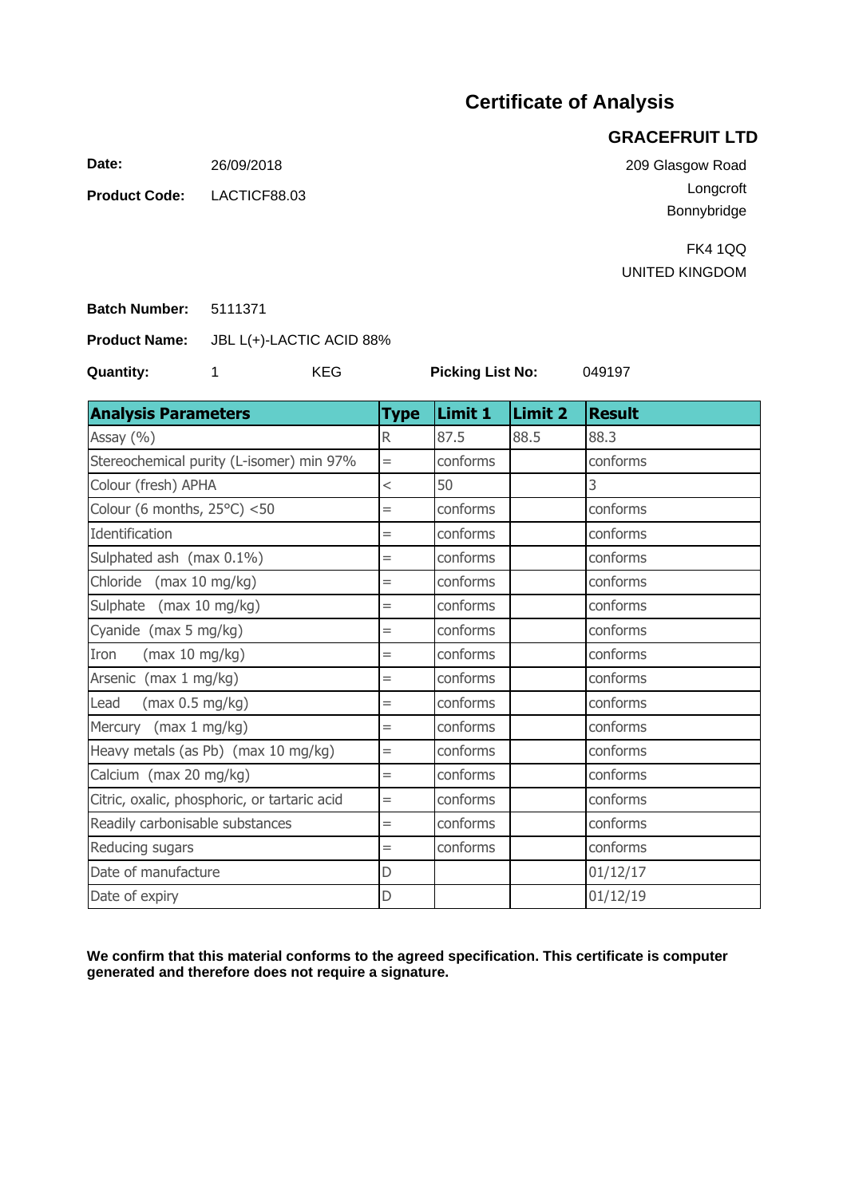# Certificate of Analysis

## GRACEFRUIT LTD

209 Glasgow Road
Longcroft
Bonnybridge

FK4 1QQ
UNITED KINGDOM

**Date:** 26/09/2018

**Product Code:** LACTICF88.03

**Batch Number:** 5111371

**Product Name:** JBL L(+)-LACTIC ACID 88%

**Quantity:** 1 KEG **Picking List No:** 049197

| Analysis Parameters | Type | Limit 1 | Limit 2 | Result |
|---|---|---|---|---|
| Assay (%) | R | 87.5 | 88.5 | 88.3 |
| Stereochemical purity (L-isomer) min 97% | = | conforms | | conforms |
| Colour (fresh) APHA | < | 50 | | 3 |
| Colour (6 months, 25°C) <50 | = | conforms | | conforms |
| Identification | = | conforms | | conforms |
| Sulphated ash (max 0.1%) | = | conforms | | conforms |
| Chloride (max 10 mg/kg) | = | conforms | | conforms |
| Sulphate (max 10 mg/kg) | = | conforms | | conforms |
| Cyanide (max 5 mg/kg) | = | conforms | | conforms |
| Iron (max 10 mg/kg) | = | conforms | | conforms |
| Arsenic (max 1 mg/kg) | = | conforms | | conforms |
| Lead (max 0.5 mg/kg) | = | conforms | | conforms |
| Mercury (max 1 mg/kg) | = | conforms | | conforms |
| Heavy metals (as Pb) (max 10 mg/kg) | = | conforms | | conforms |
| Calcium (max 20 mg/kg) | = | conforms | | conforms |
| Citric, oxalic, phosphoric, or tartaric acid | = | conforms | | conforms |
| Readily carbonisable substances | = | conforms | | conforms |
| Reducing sugars | = | conforms | | conforms |
| Date of manufacture | D | | | 01/12/17 |
| Date of expiry | D | | | 01/12/19 |

**We confirm that this material conforms to the agreed specification. This certificate is computer generated and therefore does not require a signature.**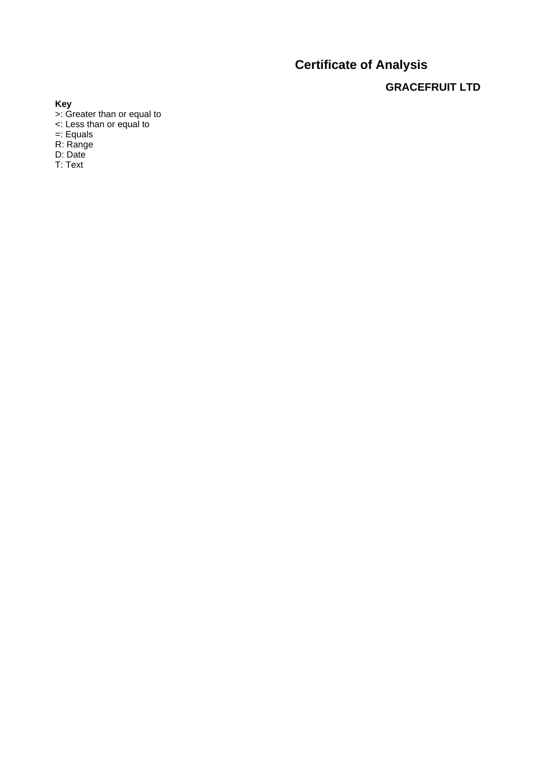# Certificate of Analysis

## GRACEFRUIT LTD

**Key**

>: Greater than or equal to
<: Less than or equal to
=: Equals
R: Range
D: Date
T: Text